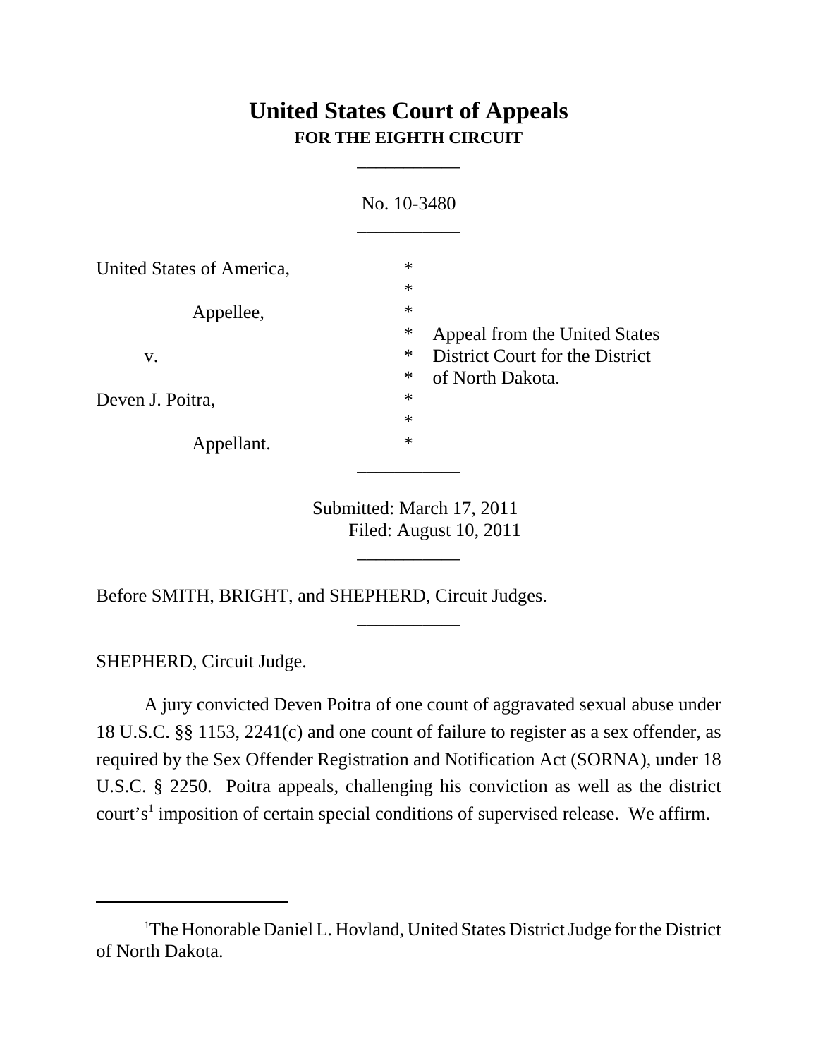# United States Court of Appeals
**FOR THE EIGHTH CIRCUIT**

---

No. 10-3480

---

| | | |
|---|---|---|
| United States of America, | * | |
| | * | |
| Appellee, | * | |
| | * | Appeal from the United States |
| v. | * | District Court for the District |
| | * | of North Dakota. |
| Deven J. Poitra, | * | |
| | * | |
| Appellant. | * | |

---

Submitted: March 17, 2011
Filed: August 10, 2011

---

Before SMITH, BRIGHT, and SHEPHERD, Circuit Judges.

---

SHEPHERD, Circuit Judge.

A jury convicted Deven Poitra of one count of aggravated sexual abuse under 18 U.S.C. §§ 1153, 2241(c) and one count of failure to register as a sex offender, as required by the Sex Offender Registration and Notification Act (SORNA), under 18 U.S.C. § 2250. Poitra appeals, challenging his conviction as well as the district court's[1] imposition of certain special conditions of supervised release. We affirm.

---

[1]The Honorable Daniel L. Hovland, United States District Judge for the District of North Dakota.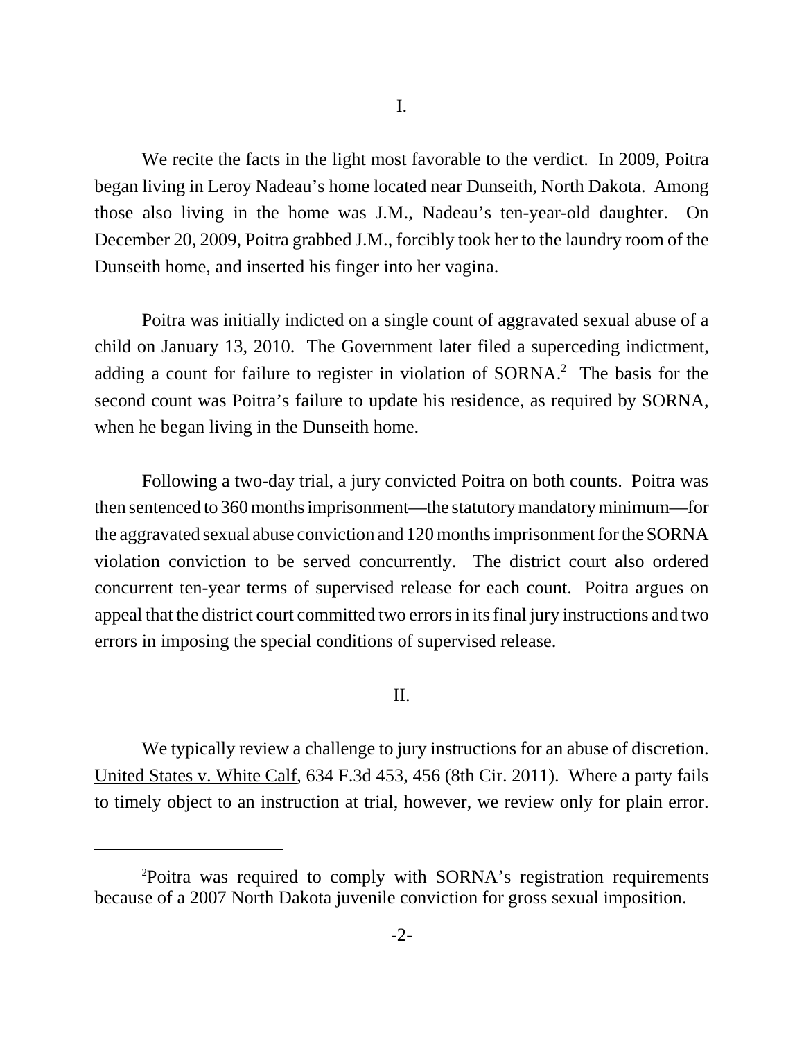I.

We recite the facts in the light most favorable to the verdict. In 2009, Poitra began living in Leroy Nadeau's home located near Dunseith, North Dakota. Among those also living in the home was J.M., Nadeau's ten-year-old daughter. On December 20, 2009, Poitra grabbed J.M., forcibly took her to the laundry room of the Dunseith home, and inserted his finger into her vagina.

Poitra was initially indicted on a single count of aggravated sexual abuse of a child on January 13, 2010. The Government later filed a superceding indictment, adding a count for failure to register in violation of SORNA.[2] The basis for the second count was Poitra's failure to update his residence, as required by SORNA, when he began living in the Dunseith home.

Following a two-day trial, a jury convicted Poitra on both counts. Poitra was then sentenced to 360 months imprisonment—the statutory mandatory minimum—for the aggravated sexual abuse conviction and 120 months imprisonment for the SORNA violation conviction to be served concurrently. The district court also ordered concurrent ten-year terms of supervised release for each count. Poitra argues on appeal that the district court committed two errors in its final jury instructions and two errors in imposing the special conditions of supervised release.

II.

We typically review a challenge to jury instructions for an abuse of discretion. United States v. White Calf, 634 F.3d 453, 456 (8th Cir. 2011). Where a party fails to timely object to an instruction at trial, however, we review only for plain error.

---

[2]Poitra was required to comply with SORNA's registration requirements because of a 2007 North Dakota juvenile conviction for gross sexual imposition.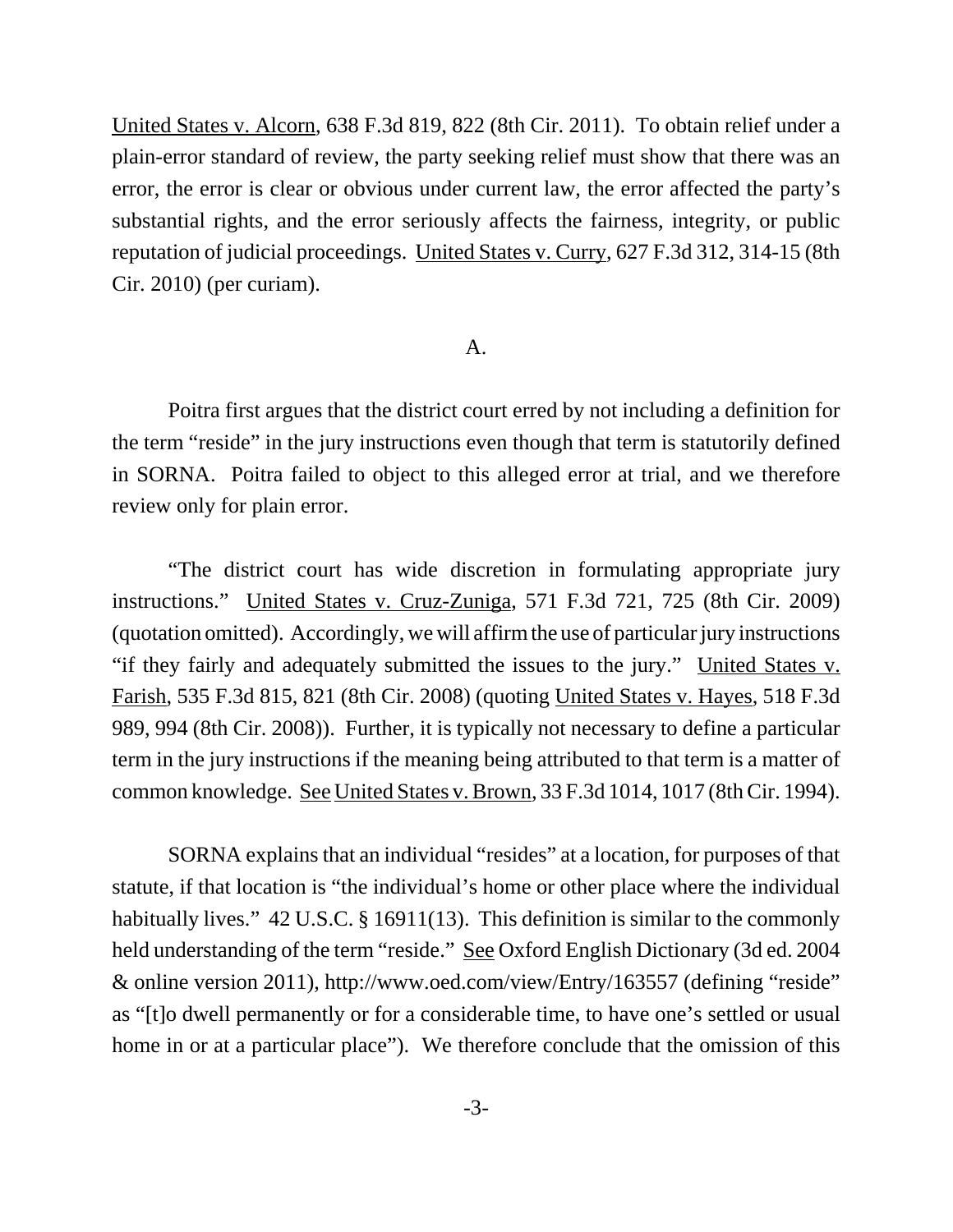United States v. Alcorn, 638 F.3d 819, 822 (8th Cir. 2011). To obtain relief under a plain-error standard of review, the party seeking relief must show that there was an error, the error is clear or obvious under current law, the error affected the party's substantial rights, and the error seriously affects the fairness, integrity, or public reputation of judicial proceedings. United States v. Curry, 627 F.3d 312, 314-15 (8th Cir. 2010) (per curiam).

A.

Poitra first argues that the district court erred by not including a definition for the term "reside" in the jury instructions even though that term is statutorily defined in SORNA. Poitra failed to object to this alleged error at trial, and we therefore review only for plain error.

"The district court has wide discretion in formulating appropriate jury instructions." United States v. Cruz-Zuniga, 571 F.3d 721, 725 (8th Cir. 2009) (quotation omitted). Accordingly, we will affirm the use of particular jury instructions "if they fairly and adequately submitted the issues to the jury." United States v. Farish, 535 F.3d 815, 821 (8th Cir. 2008) (quoting United States v. Hayes, 518 F.3d 989, 994 (8th Cir. 2008)). Further, it is typically not necessary to define a particular term in the jury instructions if the meaning being attributed to that term is a matter of common knowledge. See United States v. Brown, 33 F.3d 1014, 1017 (8th Cir. 1994).

SORNA explains that an individual "resides" at a location, for purposes of that statute, if that location is "the individual's home or other place where the individual habitually lives." 42 U.S.C. § 16911(13). This definition is similar to the commonly held understanding of the term "reside." See Oxford English Dictionary (3d ed. 2004 & online version 2011), http://www.oed.com/view/Entry/163557 (defining "reside" as "[t]o dwell permanently or for a considerable time, to have one's settled or usual home in or at a particular place"). We therefore conclude that the omission of this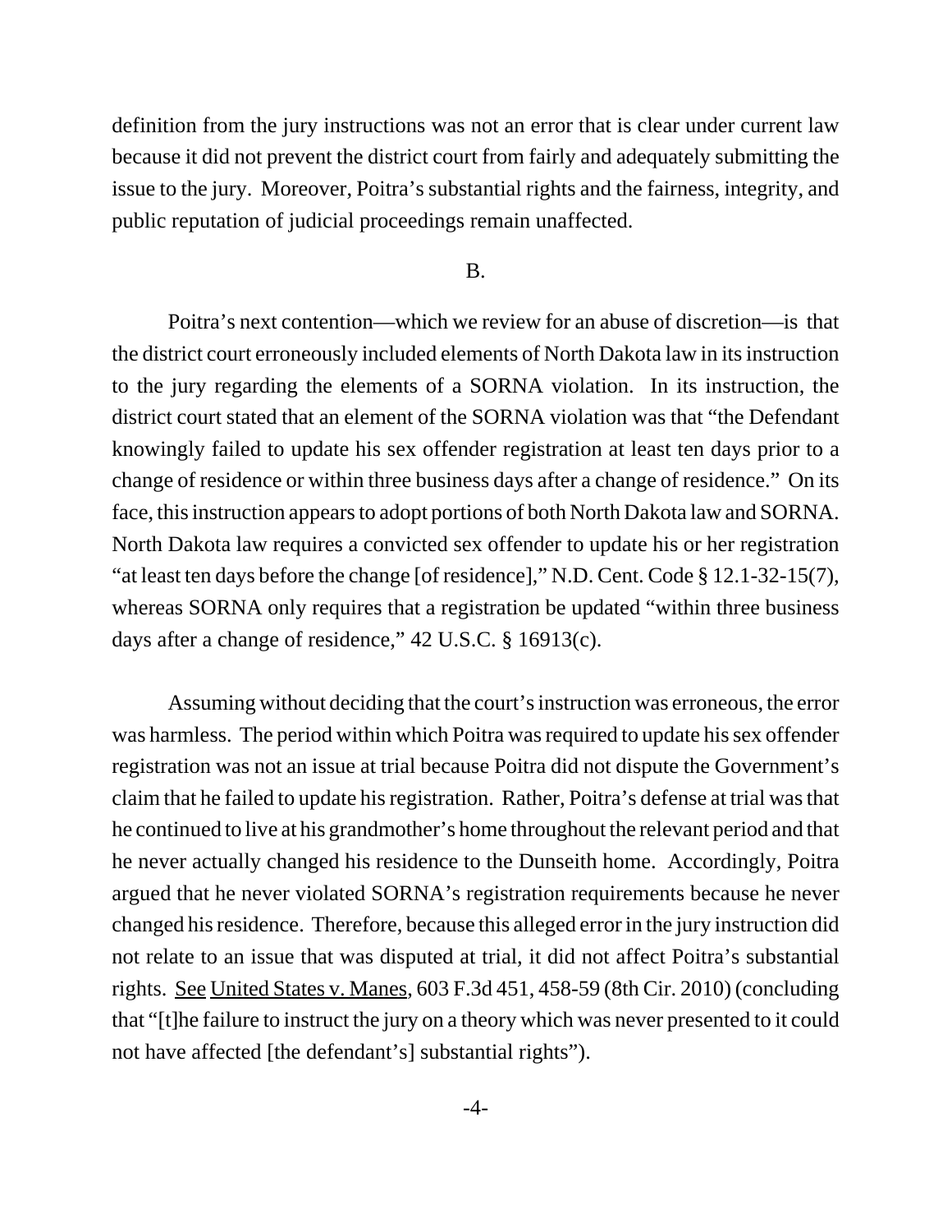definition from the jury instructions was not an error that is clear under current law because it did not prevent the district court from fairly and adequately submitting the issue to the jury. Moreover, Poitra's substantial rights and the fairness, integrity, and public reputation of judicial proceedings remain unaffected.

B.

Poitra's next contention—which we review for an abuse of discretion—is that the district court erroneously included elements of North Dakota law in its instruction to the jury regarding the elements of a SORNA violation. In its instruction, the district court stated that an element of the SORNA violation was that "the Defendant knowingly failed to update his sex offender registration at least ten days prior to a change of residence or within three business days after a change of residence." On its face, this instruction appears to adopt portions of both North Dakota law and SORNA. North Dakota law requires a convicted sex offender to update his or her registration "at least ten days before the change [of residence]," N.D. Cent. Code § 12.1-32-15(7), whereas SORNA only requires that a registration be updated "within three business days after a change of residence," 42 U.S.C. § 16913(c).

Assuming without deciding that the court's instruction was erroneous, the error was harmless. The period within which Poitra was required to update his sex offender registration was not an issue at trial because Poitra did not dispute the Government's claim that he failed to update his registration. Rather, Poitra's defense at trial was that he continued to live at his grandmother's home throughout the relevant period and that he never actually changed his residence to the Dunseith home. Accordingly, Poitra argued that he never violated SORNA's registration requirements because he never changed his residence. Therefore, because this alleged error in the jury instruction did not relate to an issue that was disputed at trial, it did not affect Poitra's substantial rights. See United States v. Manes, 603 F.3d 451, 458-59 (8th Cir. 2010) (concluding that "[t]he failure to instruct the jury on a theory which was never presented to it could not have affected [the defendant's] substantial rights").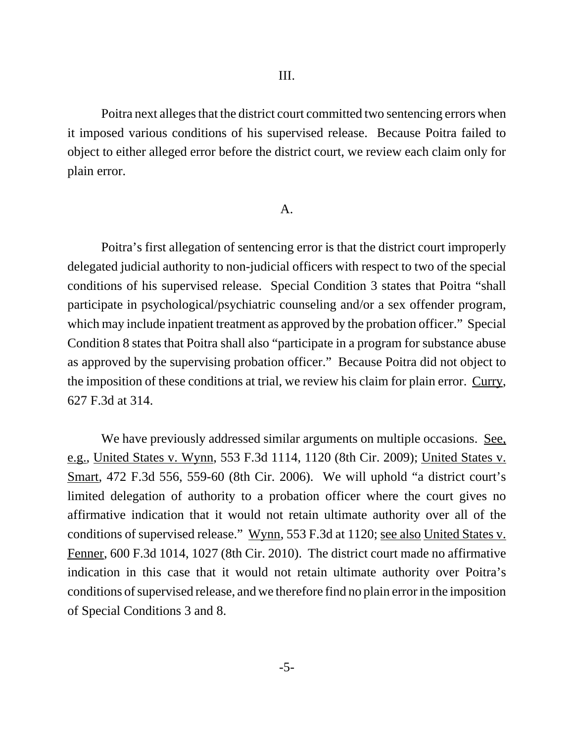III.

Poitra next alleges that the district court committed two sentencing errors when it imposed various conditions of his supervised release. Because Poitra failed to object to either alleged error before the district court, we review each claim only for plain error.

A.

Poitra's first allegation of sentencing error is that the district court improperly delegated judicial authority to non-judicial officers with respect to two of the special conditions of his supervised release. Special Condition 3 states that Poitra "shall participate in psychological/psychiatric counseling and/or a sex offender program, which may include inpatient treatment as approved by the probation officer." Special Condition 8 states that Poitra shall also "participate in a program for substance abuse as approved by the supervising probation officer." Because Poitra did not object to the imposition of these conditions at trial, we review his claim for plain error. Curry, 627 F.3d at 314.

We have previously addressed similar arguments on multiple occasions. See, e.g., United States v. Wynn, 553 F.3d 1114, 1120 (8th Cir. 2009); United States v. Smart, 472 F.3d 556, 559-60 (8th Cir. 2006). We will uphold "a district court's limited delegation of authority to a probation officer where the court gives no affirmative indication that it would not retain ultimate authority over all of the conditions of supervised release." Wynn, 553 F.3d at 1120; see also United States v. Fenner, 600 F.3d 1014, 1027 (8th Cir. 2010). The district court made no affirmative indication in this case that it would not retain ultimate authority over Poitra's conditions of supervised release, and we therefore find no plain error in the imposition of Special Conditions 3 and 8.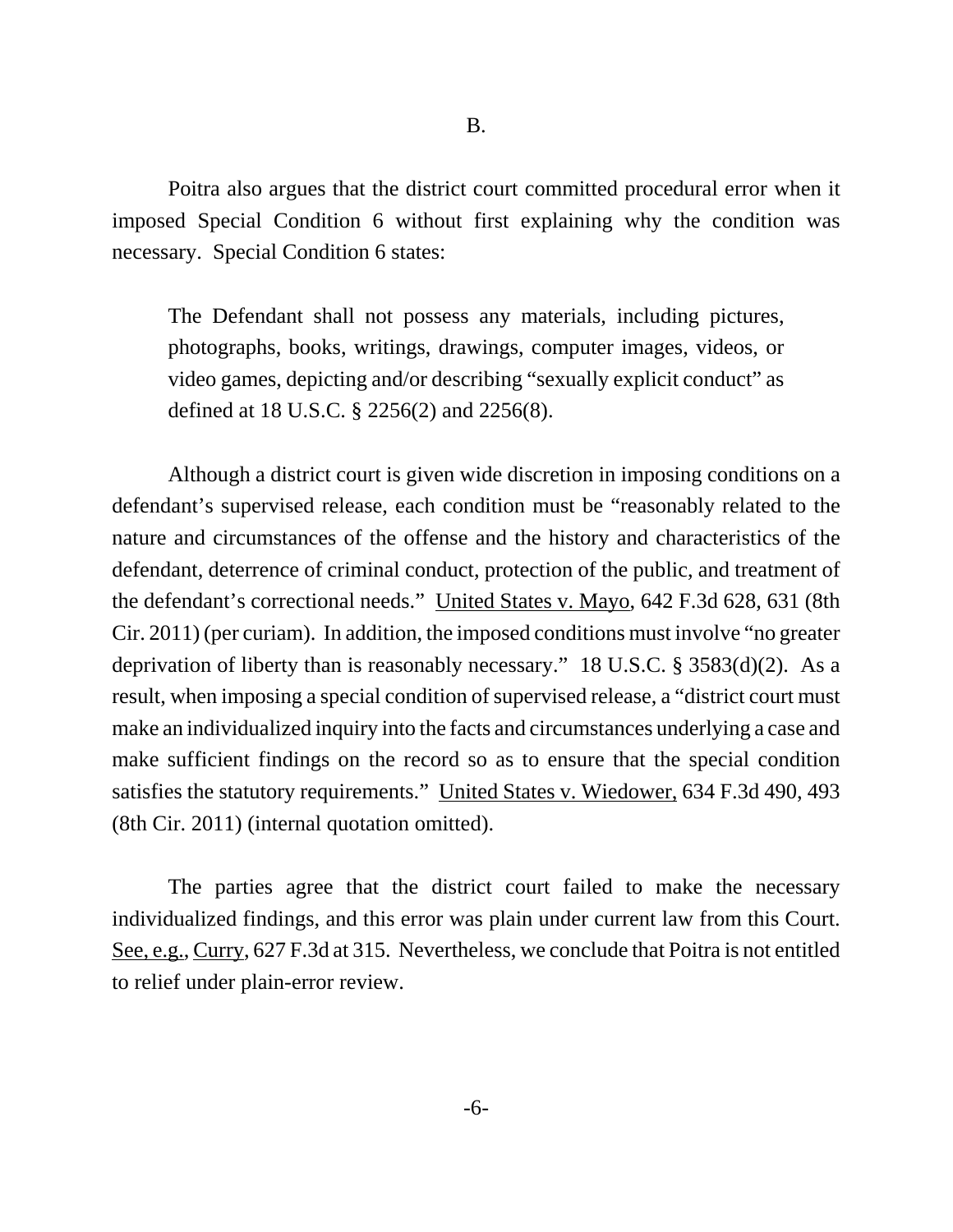B.

Poitra also argues that the district court committed procedural error when it imposed Special Condition 6 without first explaining why the condition was necessary. Special Condition 6 states:

> The Defendant shall not possess any materials, including pictures, photographs, books, writings, drawings, computer images, videos, or video games, depicting and/or describing "sexually explicit conduct" as defined at 18 U.S.C. § 2256(2) and 2256(8).

Although a district court is given wide discretion in imposing conditions on a defendant's supervised release, each condition must be "reasonably related to the nature and circumstances of the offense and the history and characteristics of the defendant, deterrence of criminal conduct, protection of the public, and treatment of the defendant's correctional needs." United States v. Mayo, 642 F.3d 628, 631 (8th Cir. 2011) (per curiam). In addition, the imposed conditions must involve "no greater deprivation of liberty than is reasonably necessary." 18 U.S.C. § 3583(d)(2). As a result, when imposing a special condition of supervised release, a "district court must make an individualized inquiry into the facts and circumstances underlying a case and make sufficient findings on the record so as to ensure that the special condition satisfies the statutory requirements." United States v. Wiedower, 634 F.3d 490, 493 (8th Cir. 2011) (internal quotation omitted).

The parties agree that the district court failed to make the necessary individualized findings, and this error was plain under current law from this Court. See, e.g., Curry, 627 F.3d at 315. Nevertheless, we conclude that Poitra is not entitled to relief under plain-error review.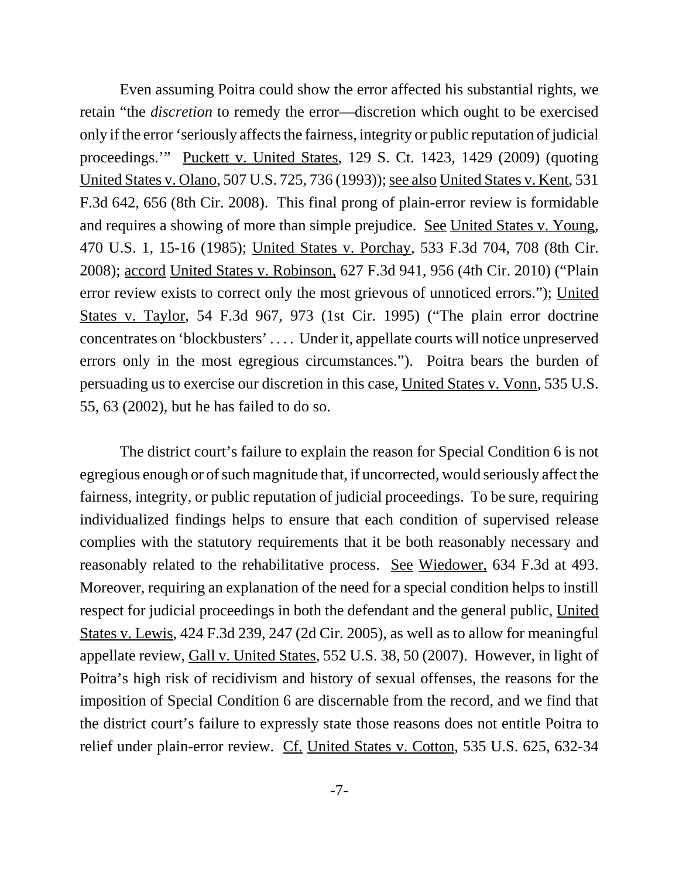Even assuming Poitra could show the error affected his substantial rights, we retain "the *discretion* to remedy the error—discretion which ought to be exercised only if the error 'seriously affects the fairness, integrity or public reputation of judicial proceedings.'" Puckett v. United States, 129 S. Ct. 1423, 1429 (2009) (quoting United States v. Olano, 507 U.S. 725, 736 (1993)); see also United States v. Kent, 531 F.3d 642, 656 (8th Cir. 2008). This final prong of plain-error review is formidable and requires a showing of more than simple prejudice. See United States v. Young, 470 U.S. 1, 15-16 (1985); United States v. Porchay, 533 F.3d 704, 708 (8th Cir. 2008); accord United States v. Robinson, 627 F.3d 941, 956 (4th Cir. 2010) ("Plain error review exists to correct only the most grievous of unnoticed errors."); United States v. Taylor, 54 F.3d 967, 973 (1st Cir. 1995) ("The plain error doctrine concentrates on 'blockbusters' . . . . Under it, appellate courts will notice unpreserved errors only in the most egregious circumstances."). Poitra bears the burden of persuading us to exercise our discretion in this case, United States v. Vonn, 535 U.S. 55, 63 (2002), but he has failed to do so.

The district court's failure to explain the reason for Special Condition 6 is not egregious enough or of such magnitude that, if uncorrected, would seriously affect the fairness, integrity, or public reputation of judicial proceedings. To be sure, requiring individualized findings helps to ensure that each condition of supervised release complies with the statutory requirements that it be both reasonably necessary and reasonably related to the rehabilitative process. See Wiedower, 634 F.3d at 493. Moreover, requiring an explanation of the need for a special condition helps to instill respect for judicial proceedings in both the defendant and the general public, United States v. Lewis, 424 F.3d 239, 247 (2d Cir. 2005), as well as to allow for meaningful appellate review, Gall v. United States, 552 U.S. 38, 50 (2007). However, in light of Poitra's high risk of recidivism and history of sexual offenses, the reasons for the imposition of Special Condition 6 are discernable from the record, and we find that the district court's failure to expressly state those reasons does not entitle Poitra to relief under plain-error review. Cf. United States v. Cotton, 535 U.S. 625, 632-34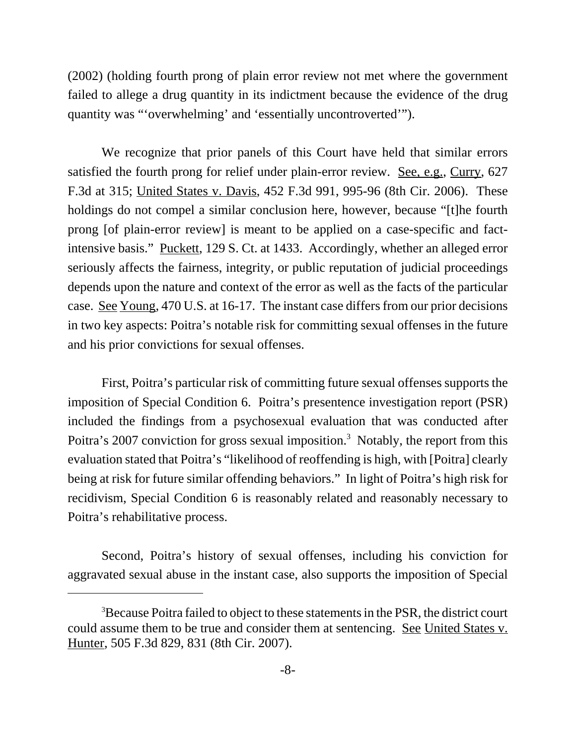(2002) (holding fourth prong of plain error review not met where the government failed to allege a drug quantity in its indictment because the evidence of the drug quantity was "'overwhelming' and 'essentially uncontroverted'").

We recognize that prior panels of this Court have held that similar errors satisfied the fourth prong for relief under plain-error review. See, e.g., Curry, 627 F.3d at 315; United States v. Davis, 452 F.3d 991, 995-96 (8th Cir. 2006). These holdings do not compel a similar conclusion here, however, because "[t]he fourth prong [of plain-error review] is meant to be applied on a case-specific and fact-intensive basis." Puckett, 129 S. Ct. at 1433. Accordingly, whether an alleged error seriously affects the fairness, integrity, or public reputation of judicial proceedings depends upon the nature and context of the error as well as the facts of the particular case. See Young, 470 U.S. at 16-17. The instant case differs from our prior decisions in two key aspects: Poitra's notable risk for committing sexual offenses in the future and his prior convictions for sexual offenses.

First, Poitra's particular risk of committing future sexual offenses supports the imposition of Special Condition 6. Poitra's presentence investigation report (PSR) included the findings from a psychosexual evaluation that was conducted after Poitra's 2007 conviction for gross sexual imposition.[3] Notably, the report from this evaluation stated that Poitra's "likelihood of reoffending is high, with [Poitra] clearly being at risk for future similar offending behaviors." In light of Poitra's high risk for recidivism, Special Condition 6 is reasonably related and reasonably necessary to Poitra's rehabilitative process.

Second, Poitra's history of sexual offenses, including his conviction for aggravated sexual abuse in the instant case, also supports the imposition of Special

---

[3]Because Poitra failed to object to these statements in the PSR, the district court could assume them to be true and consider them at sentencing. See United States v. Hunter, 505 F.3d 829, 831 (8th Cir. 2007).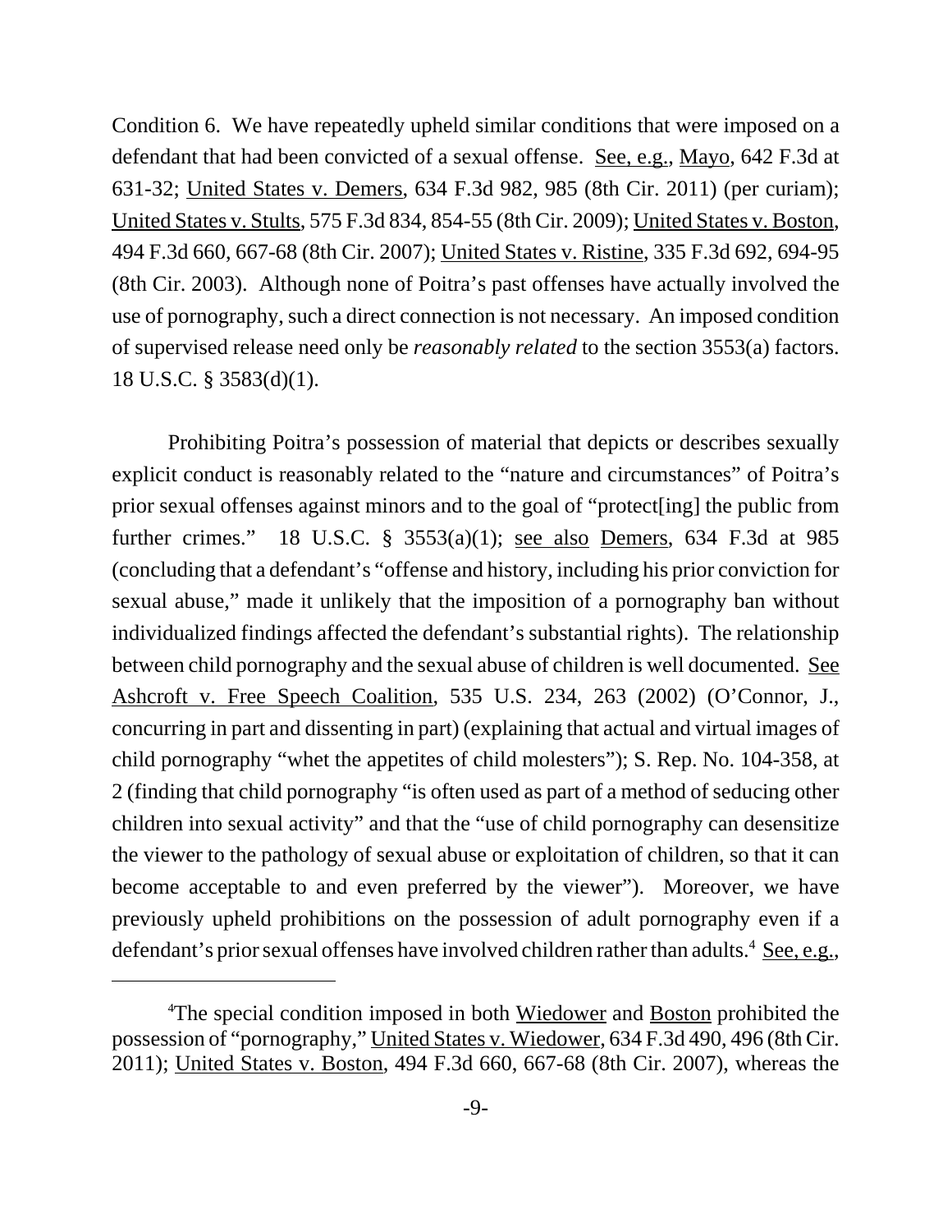Condition 6. We have repeatedly upheld similar conditions that were imposed on a defendant that had been convicted of a sexual offense. See, e.g., Mayo, 642 F.3d at 631-32; United States v. Demers, 634 F.3d 982, 985 (8th Cir. 2011) (per curiam); United States v. Stults, 575 F.3d 834, 854-55 (8th Cir. 2009); United States v. Boston, 494 F.3d 660, 667-68 (8th Cir. 2007); United States v. Ristine, 335 F.3d 692, 694-95 (8th Cir. 2003). Although none of Poitra's past offenses have actually involved the use of pornography, such a direct connection is not necessary. An imposed condition of supervised release need only be *reasonably related* to the section 3553(a) factors. 18 U.S.C. § 3583(d)(1).

Prohibiting Poitra's possession of material that depicts or describes sexually explicit conduct is reasonably related to the "nature and circumstances" of Poitra's prior sexual offenses against minors and to the goal of "protect[ing] the public from further crimes." 18 U.S.C. § 3553(a)(1); see also Demers, 634 F.3d at 985 (concluding that a defendant's "offense and history, including his prior conviction for sexual abuse," made it unlikely that the imposition of a pornography ban without individualized findings affected the defendant's substantial rights). The relationship between child pornography and the sexual abuse of children is well documented. See Ashcroft v. Free Speech Coalition, 535 U.S. 234, 263 (2002) (O'Connor, J., concurring in part and dissenting in part) (explaining that actual and virtual images of child pornography "whet the appetites of child molesters"); S. Rep. No. 104-358, at 2 (finding that child pornography "is often used as part of a method of seducing other children into sexual activity" and that the "use of child pornography can desensitize the viewer to the pathology of sexual abuse or exploitation of children, so that it can become acceptable to and even preferred by the viewer"). Moreover, we have previously upheld prohibitions on the possession of adult pornography even if a defendant's prior sexual offenses have involved children rather than adults.[4] See, e.g.,

---

[4]The special condition imposed in both Wiedower and Boston prohibited the possession of "pornography," United States v. Wiedower, 634 F.3d 490, 496 (8th Cir. 2011); United States v. Boston, 494 F.3d 660, 667-68 (8th Cir. 2007), whereas the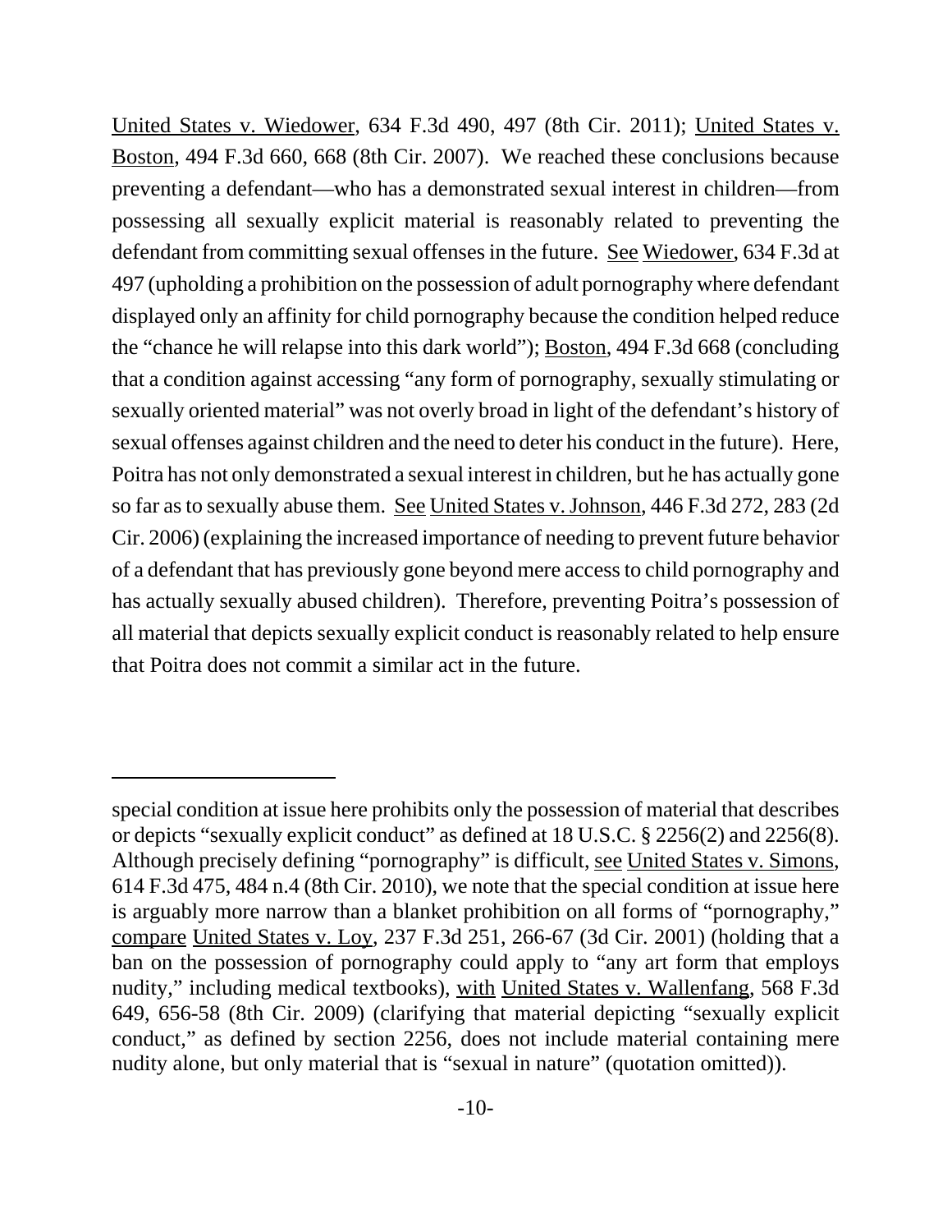United States v. Wiedower, 634 F.3d 490, 497 (8th Cir. 2011); United States v. Boston, 494 F.3d 660, 668 (8th Cir. 2007). We reached these conclusions because preventing a defendant—who has a demonstrated sexual interest in children—from possessing all sexually explicit material is reasonably related to preventing the defendant from committing sexual offenses in the future. See Wiedower, 634 F.3d at 497 (upholding a prohibition on the possession of adult pornography where defendant displayed only an affinity for child pornography because the condition helped reduce the "chance he will relapse into this dark world"); Boston, 494 F.3d 668 (concluding that a condition against accessing "any form of pornography, sexually stimulating or sexually oriented material" was not overly broad in light of the defendant's history of sexual offenses against children and the need to deter his conduct in the future). Here, Poitra has not only demonstrated a sexual interest in children, but he has actually gone so far as to sexually abuse them. See United States v. Johnson, 446 F.3d 272, 283 (2d Cir. 2006) (explaining the increased importance of needing to prevent future behavior of a defendant that has previously gone beyond mere access to child pornography and has actually sexually abused children). Therefore, preventing Poitra's possession of all material that depicts sexually explicit conduct is reasonably related to help ensure that Poitra does not commit a similar act in the future.

---

special condition at issue here prohibits only the possession of material that describes or depicts "sexually explicit conduct" as defined at 18 U.S.C. § 2256(2) and 2256(8). Although precisely defining "pornography" is difficult, see United States v. Simons, 614 F.3d 475, 484 n.4 (8th Cir. 2010), we note that the special condition at issue here is arguably more narrow than a blanket prohibition on all forms of "pornography," compare United States v. Loy, 237 F.3d 251, 266-67 (3d Cir. 2001) (holding that a ban on the possession of pornography could apply to "any art form that employs nudity," including medical textbooks), with United States v. Wallenfang, 568 F.3d 649, 656-58 (8th Cir. 2009) (clarifying that material depicting "sexually explicit conduct," as defined by section 2256, does not include material containing mere nudity alone, but only material that is "sexual in nature" (quotation omitted)).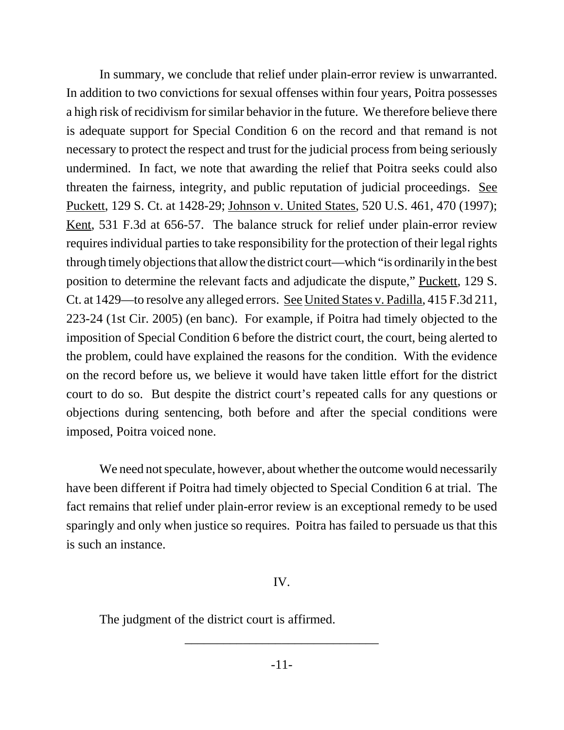In summary, we conclude that relief under plain-error review is unwarranted. In addition to two convictions for sexual offenses within four years, Poitra possesses a high risk of recidivism for similar behavior in the future. We therefore believe there is adequate support for Special Condition 6 on the record and that remand is not necessary to protect the respect and trust for the judicial process from being seriously undermined. In fact, we note that awarding the relief that Poitra seeks could also threaten the fairness, integrity, and public reputation of judicial proceedings. See Puckett, 129 S. Ct. at 1428-29; Johnson v. United States, 520 U.S. 461, 470 (1997); Kent, 531 F.3d at 656-57. The balance struck for relief under plain-error review requires individual parties to take responsibility for the protection of their legal rights through timely objections that allow the district court—which "is ordinarily in the best position to determine the relevant facts and adjudicate the dispute," Puckett, 129 S. Ct. at 1429—to resolve any alleged errors. See United States v. Padilla, 415 F.3d 211, 223-24 (1st Cir. 2005) (en banc). For example, if Poitra had timely objected to the imposition of Special Condition 6 before the district court, the court, being alerted to the problem, could have explained the reasons for the condition. With the evidence on the record before us, we believe it would have taken little effort for the district court to do so. But despite the district court's repeated calls for any questions or objections during sentencing, both before and after the special conditions were imposed, Poitra voiced none.

We need not speculate, however, about whether the outcome would necessarily have been different if Poitra had timely objected to Special Condition 6 at trial. The fact remains that relief under plain-error review is an exceptional remedy to be used sparingly and only when justice so requires. Poitra has failed to persuade us that this is such an instance.

## IV.

The judgment of the district court is affirmed.

______________________________